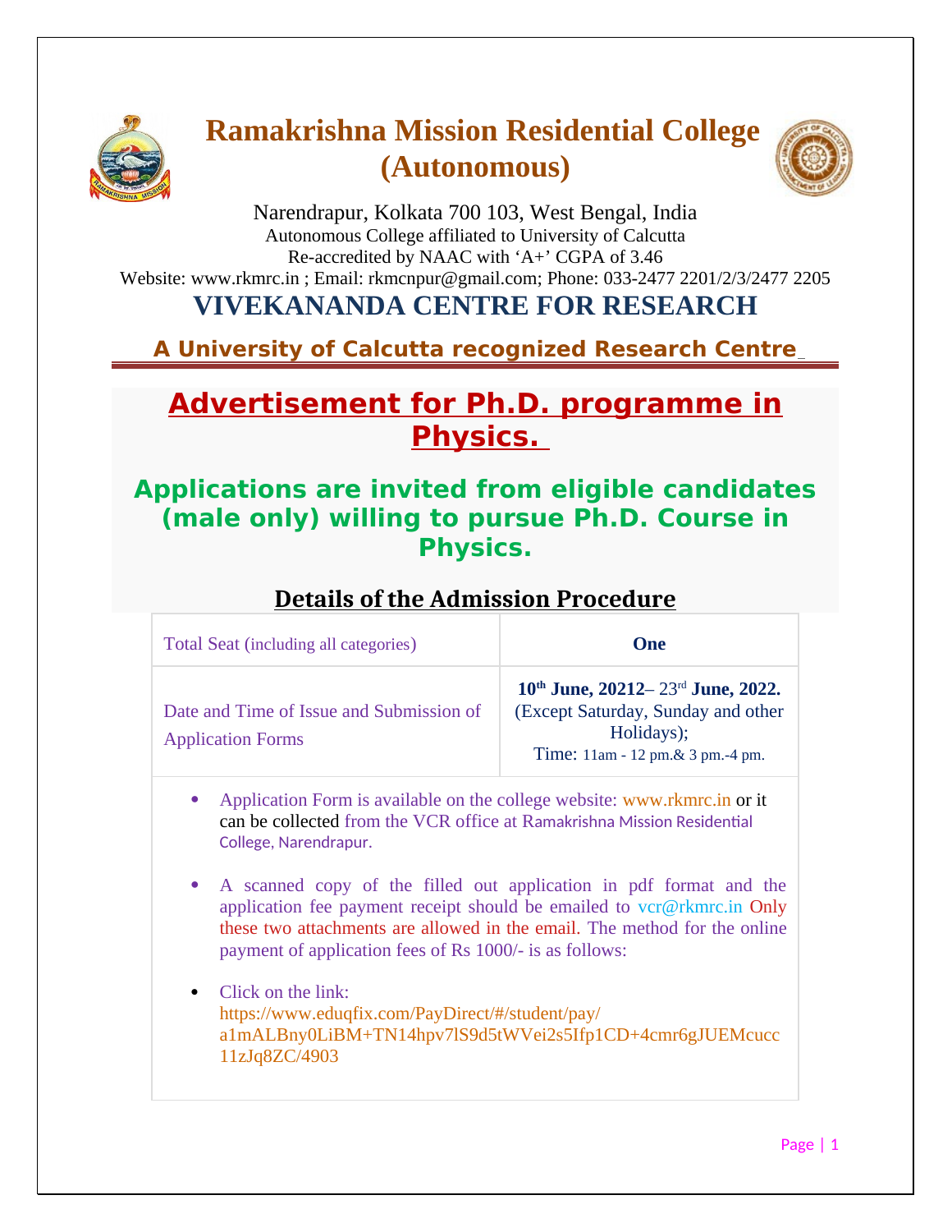# Ramakrishna Mission Residential College (Autonomous)

Narendrapur, Kolkata 700 103, West Bengal, India
Autonomous College affiliated to University of Calcutta
Re-accredited by NAAC with ‘A+’ CGPA of 3.46
Website: www.rkmrc.in ; Email: rkmcnpur@gmail.com; Phone: 033-2477 2201/2/3/2477 2205

## VIVEKANANDA CENTRE FOR RESEARCH

**A University of Calcutta recognized Research Centre**

## Advertisement for Ph.D. programme in Physics.

### Applications are invited from eligible candidates (male only) willing to pursue Ph.D. Course in Physics.

## Details of the Admission Procedure

| Total Seat (including all categories) | **One** |
|---|---|
| Date and Time of Issue and Submission of Application Forms | **10th June, 20212– 23rd June, 2022.** (Except Saturday, Sunday and other Holidays); Time: 11am - 12 pm.& 3 pm.-4 pm. |

- Application Form is available on the college website: www.rkmrc.in or it can be collected from the VCR office at Ramakrishna Mission Residential College, Narendrapur.

- A scanned copy of the filled out application in pdf format and the application fee payment receipt should be emailed to vcr@rkmrc.in Only these two attachments are allowed in the email. The method for the online payment of application fees of Rs 1000/- is as follows:

- Click on the link: https://www.eduqfix.com/PayDirect/#/student/pay/a1mALBny0LiBM+TN14hpv7lS9d5tWVei2s5Ifp1CD+4cmr6gJUEMcucc11zJq8ZC/4903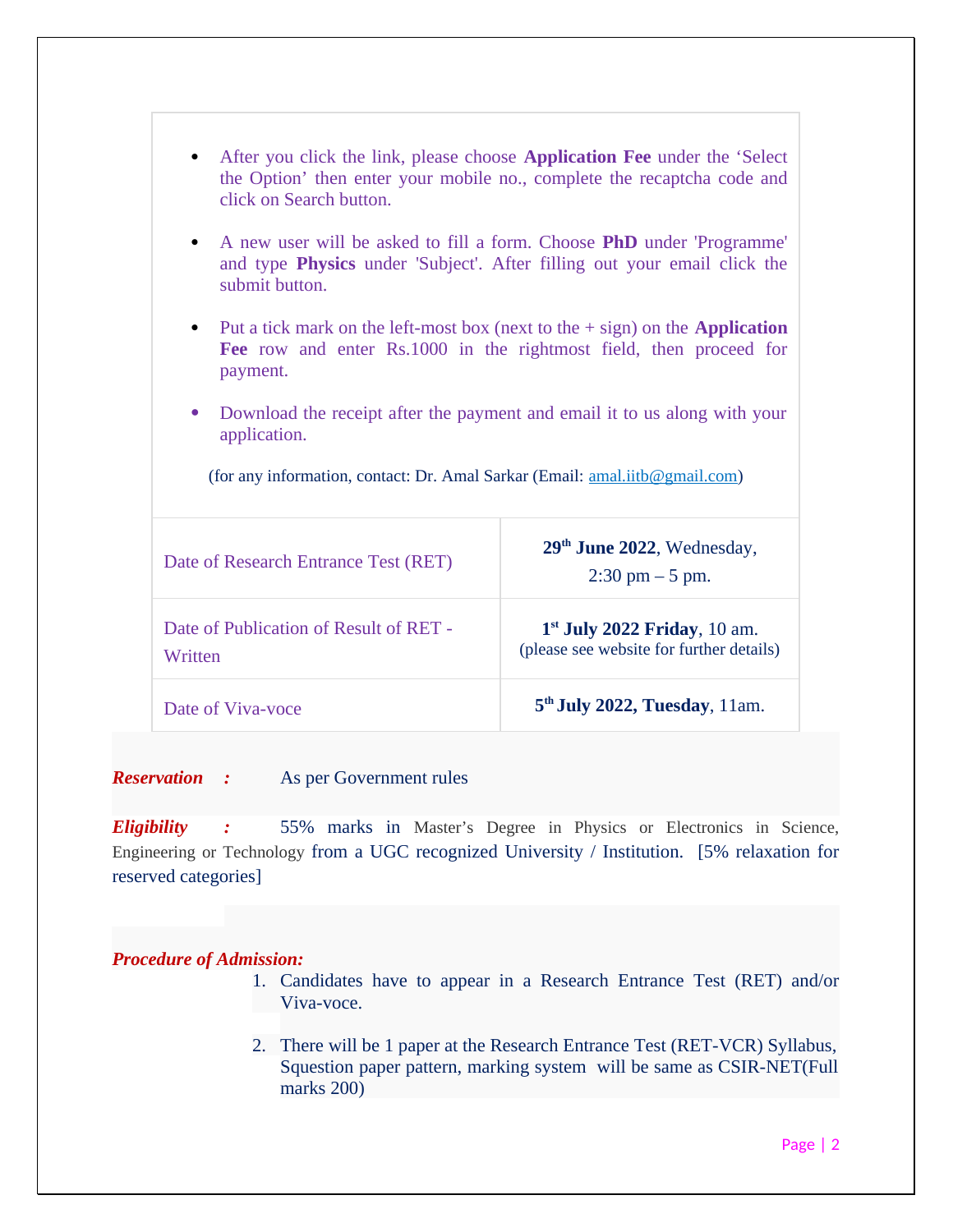- After you click the link, please choose **Application Fee** under the 'Select the Option' then enter your mobile no., complete the recaptcha code and click on Search button.

- A new user will be asked to fill a form. Choose **PhD** under 'Programme' and type **Physics** under 'Subject'. After filling out your email click the submit button.

- Put a tick mark on the left-most box (next to the + sign) on the **Application Fee** row and enter Rs.1000 in the rightmost field, then proceed for payment.

- Download the receipt after the payment and email it to us along with your application.

(for any information, contact: Dr. Amal Sarkar (Email: amal.iitb@gmail.com)

| | |
|---|---|
| Date of Research Entrance Test (RET) | **29th June 2022**, Wednesday, 2:30 pm – 5 pm. |
| Date of Publication of Result of RET - Written | **1st July 2022 Friday**, 10 am. (please see website for further details) |
| Date of Viva-voce | **5th July 2022, Tuesday**, 11am. |

***Reservation :*** As per Government rules

***Eligibility :*** 55% marks in Master's Degree in Physics or Electronics in Science, Engineering or Technology from a UGC recognized University / Institution. [5% relaxation for reserved categories]

***Procedure of Admission:***

1. Candidates have to appear in a Research Entrance Test (RET) and/or Viva-voce.

2. There will be 1 paper at the Research Entrance Test (RET-VCR) Syllabus, Squestion paper pattern, marking system will be same as CSIR-NET(Full marks 200)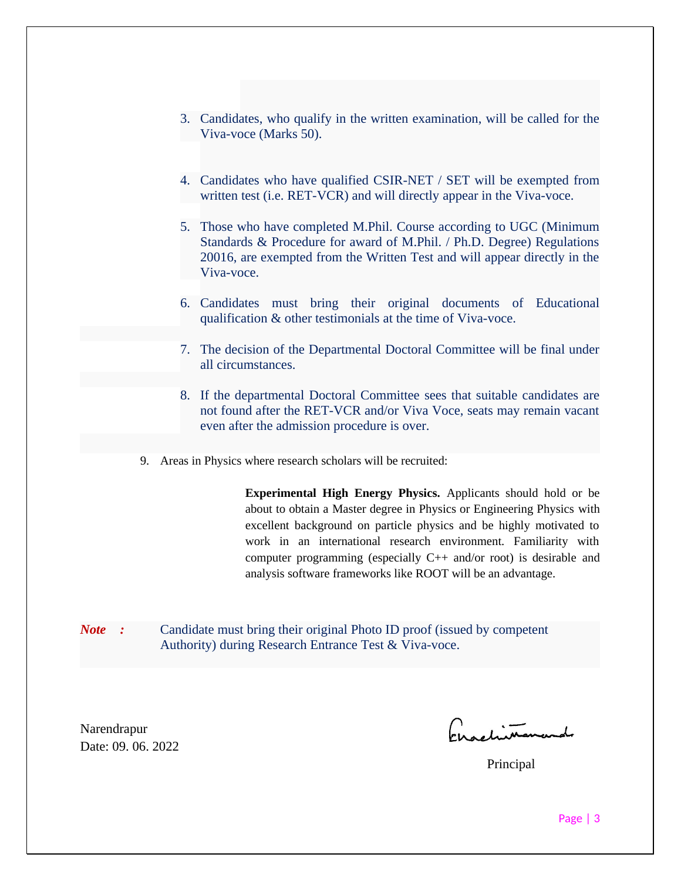3. Candidates, who qualify in the written examination, will be called for the Viva-voce (Marks 50).

4. Candidates who have qualified CSIR-NET / SET will be exempted from written test (i.e. RET-VCR) and will directly appear in the Viva-voce.

5. Those who have completed M.Phil. Course according to UGC (Minimum Standards & Procedure for award of M.Phil. / Ph.D. Degree) Regulations 20016, are exempted from the Written Test and will appear directly in the Viva-voce.

6. Candidates must bring their original documents of Educational qualification & other testimonials at the time of Viva-voce.

7. The decision of the Departmental Doctoral Committee will be final under all circumstances.

8. If the departmental Doctoral Committee sees that suitable candidates are not found after the RET-VCR and/or Viva Voce, seats may remain vacant even after the admission procedure is over.

9. Areas in Physics where research scholars will be recruited:

**Experimental High Energy Physics.** Applicants should hold or be about to obtain a Master degree in Physics or Engineering Physics with excellent background on particle physics and be highly motivated to work in an international research environment. Familiarity with computer programming (especially C++ and/or root) is desirable and analysis software frameworks like ROOT will be an advantage.

***Note :*** Candidate must bring their original Photo ID proof (issued by competent Authority) during Research Entrance Test & Viva-voce.

Narendrapur
Date: 09. 06. 2022

Principal